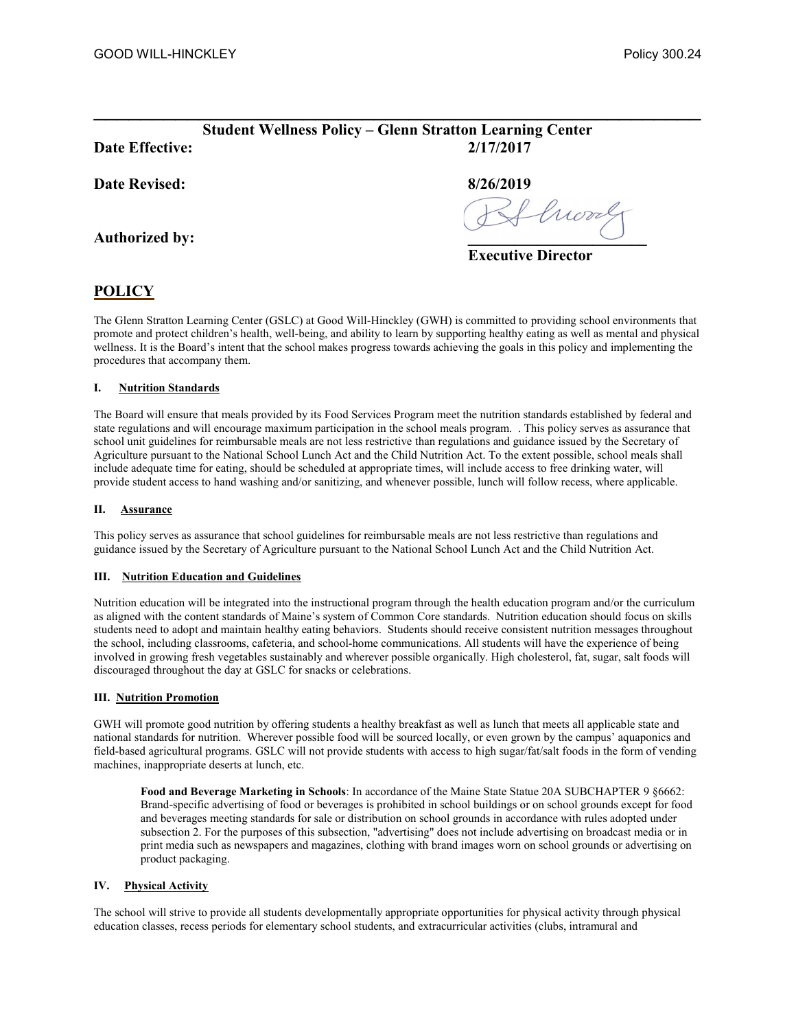## Student Wellness Policy – Glenn Stratton Learning Center

**Date Effective:** 2/17/2017

**Date Revised:** 8/26/2019

**Authorized by:** ________________________
**Executive Director**

## POLICY

The Glenn Stratton Learning Center (GSLC) at Good Will-Hinckley (GWH) is committed to providing school environments that promote and protect children's health, well-being, and ability to learn by supporting healthy eating as well as mental and physical wellness. It is the Board's intent that the school makes progress towards achieving the goals in this policy and implementing the procedures that accompany them.

### I. Nutrition Standards

The Board will ensure that meals provided by its Food Services Program meet the nutrition standards established by federal and state regulations and will encourage maximum participation in the school meals program. . This policy serves as assurance that school unit guidelines for reimbursable meals are not less restrictive than regulations and guidance issued by the Secretary of Agriculture pursuant to the National School Lunch Act and the Child Nutrition Act. To the extent possible, school meals shall include adequate time for eating, should be scheduled at appropriate times, will include access to free drinking water, will provide student access to hand washing and/or sanitizing, and whenever possible, lunch will follow recess, where applicable.

### II. Assurance

This policy serves as assurance that school guidelines for reimbursable meals are not less restrictive than regulations and guidance issued by the Secretary of Agriculture pursuant to the National School Lunch Act and the Child Nutrition Act.

### III. Nutrition Education and Guidelines

Nutrition education will be integrated into the instructional program through the health education program and/or the curriculum as aligned with the content standards of Maine's system of Common Core standards. Nutrition education should focus on skills students need to adopt and maintain healthy eating behaviors. Students should receive consistent nutrition messages throughout the school, including classrooms, cafeteria, and school-home communications. All students will have the experience of being involved in growing fresh vegetables sustainably and wherever possible organically. High cholesterol, fat, sugar, salt foods will discouraged throughout the day at GSLC for snacks or celebrations.

### III. Nutrition Promotion

GWH will promote good nutrition by offering students a healthy breakfast as well as lunch that meets all applicable state and national standards for nutrition. Wherever possible food will be sourced locally, or even grown by the campus' aquaponics and field-based agricultural programs. GSLC will not provide students with access to high sugar/fat/salt foods in the form of vending machines, inappropriate deserts at lunch, etc.

> **Food and Beverage Marketing in Schools**: In accordance of the Maine State Statue 20A SUBCHAPTER 9 §6662: Brand-specific advertising of food or beverages is prohibited in school buildings or on school grounds except for food and beverages meeting standards for sale or distribution on school grounds in accordance with rules adopted under subsection 2. For the purposes of this subsection, "advertising" does not include advertising on broadcast media or in print media such as newspapers and magazines, clothing with brand images worn on school grounds or advertising on product packaging.

### IV. Physical Activity

The school will strive to provide all students developmentally appropriate opportunities for physical activity through physical education classes, recess periods for elementary school students, and extracurricular activities (clubs, intramural and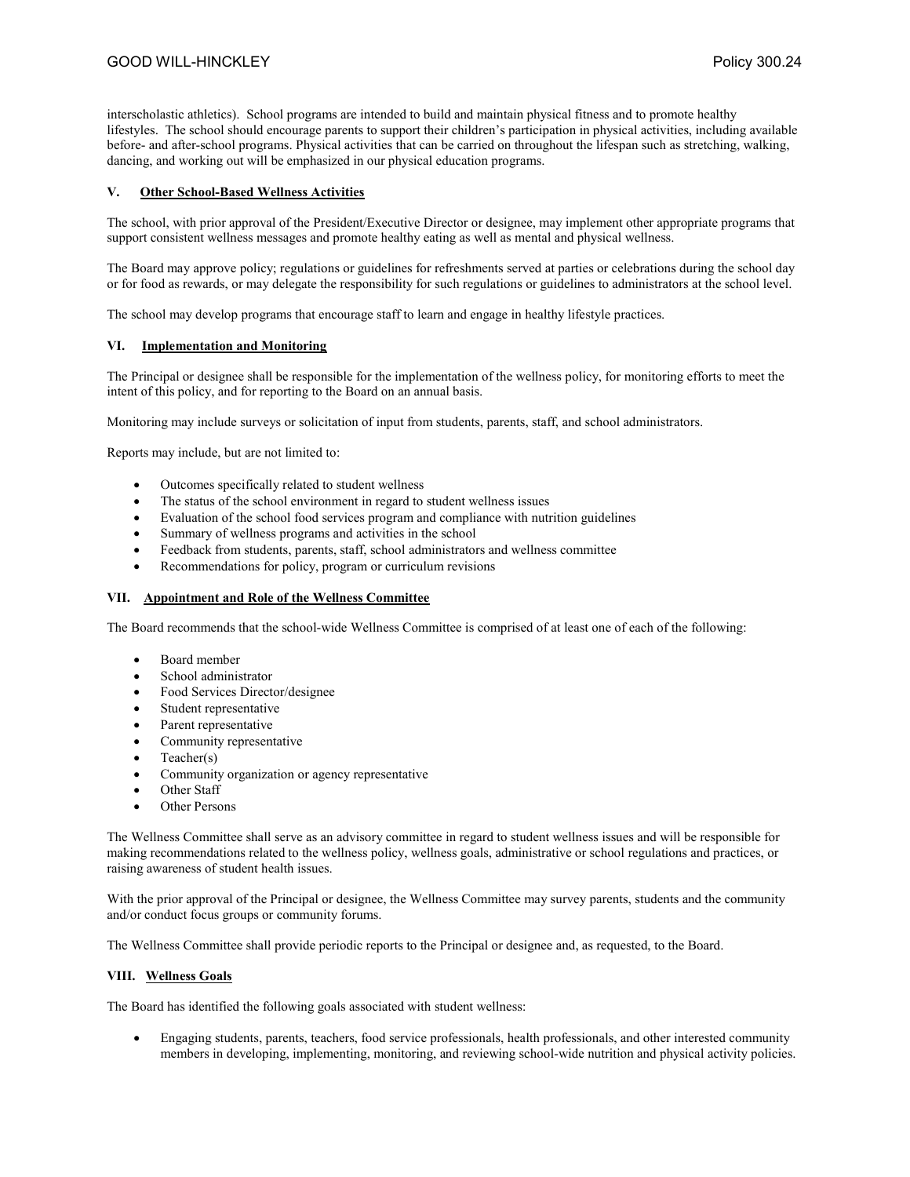interscholastic athletics). School programs are intended to build and maintain physical fitness and to promote healthy lifestyles. The school should encourage parents to support their children's participation in physical activities, including available before- and after-school programs. Physical activities that can be carried on throughout the lifespan such as stretching, walking, dancing, and working out will be emphasized in our physical education programs.

### V. Other School-Based Wellness Activities

The school, with prior approval of the President/Executive Director or designee, may implement other appropriate programs that support consistent wellness messages and promote healthy eating as well as mental and physical wellness.

The Board may approve policy; regulations or guidelines for refreshments served at parties or celebrations during the school day or for food as rewards, or may delegate the responsibility for such regulations or guidelines to administrators at the school level.

The school may develop programs that encourage staff to learn and engage in healthy lifestyle practices.

### VI. Implementation and Monitoring

The Principal or designee shall be responsible for the implementation of the wellness policy, for monitoring efforts to meet the intent of this policy, and for reporting to the Board on an annual basis.

Monitoring may include surveys or solicitation of input from students, parents, staff, and school administrators.

Reports may include, but are not limited to:

- Outcomes specifically related to student wellness
- The status of the school environment in regard to student wellness issues
- Evaluation of the school food services program and compliance with nutrition guidelines
- Summary of wellness programs and activities in the school
- Feedback from students, parents, staff, school administrators and wellness committee
- Recommendations for policy, program or curriculum revisions

### VII. Appointment and Role of the Wellness Committee

The Board recommends that the school-wide Wellness Committee is comprised of at least one of each of the following:

- Board member
- School administrator
- Food Services Director/designee
- Student representative
- Parent representative
- Community representative
- Teacher(s)
- Community organization or agency representative
- Other Staff
- Other Persons

The Wellness Committee shall serve as an advisory committee in regard to student wellness issues and will be responsible for making recommendations related to the wellness policy, wellness goals, administrative or school regulations and practices, or raising awareness of student health issues.

With the prior approval of the Principal or designee, the Wellness Committee may survey parents, students and the community and/or conduct focus groups or community forums.

The Wellness Committee shall provide periodic reports to the Principal or designee and, as requested, to the Board.

### VIII. Wellness Goals

The Board has identified the following goals associated with student wellness:

- Engaging students, parents, teachers, food service professionals, health professionals, and other interested community members in developing, implementing, monitoring, and reviewing school-wide nutrition and physical activity policies.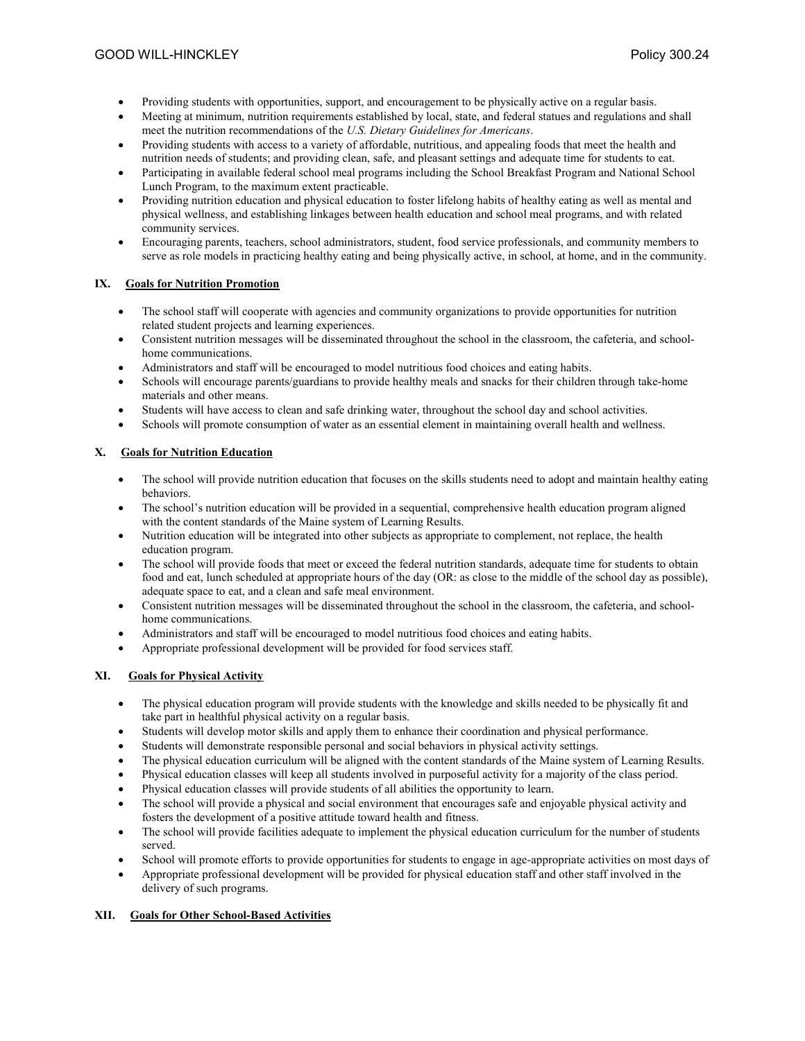- Providing students with opportunities, support, and encouragement to be physically active on a regular basis.
- Meeting at minimum, nutrition requirements established by local, state, and federal statues and regulations and shall meet the nutrition recommendations of the *U.S. Dietary Guidelines for Americans*.
- Providing students with access to a variety of affordable, nutritious, and appealing foods that meet the health and nutrition needs of students; and providing clean, safe, and pleasant settings and adequate time for students to eat.
- Participating in available federal school meal programs including the School Breakfast Program and National School Lunch Program, to the maximum extent practicable.
- Providing nutrition education and physical education to foster lifelong habits of healthy eating as well as mental and physical wellness, and establishing linkages between health education and school meal programs, and with related community services.
- Encouraging parents, teachers, school administrators, student, food service professionals, and community members to serve as role models in practicing healthy eating and being physically active, in school, at home, and in the community.

## IX. Goals for Nutrition Promotion

- The school staff will cooperate with agencies and community organizations to provide opportunities for nutrition related student projects and learning experiences.
- Consistent nutrition messages will be disseminated throughout the school in the classroom, the cafeteria, and school-home communications.
- Administrators and staff will be encouraged to model nutritious food choices and eating habits.
- Schools will encourage parents/guardians to provide healthy meals and snacks for their children through take-home materials and other means.
- Students will have access to clean and safe drinking water, throughout the school day and school activities.
- Schools will promote consumption of water as an essential element in maintaining overall health and wellness.

## X. Goals for Nutrition Education

- The school will provide nutrition education that focuses on the skills students need to adopt and maintain healthy eating behaviors.
- The school's nutrition education will be provided in a sequential, comprehensive health education program aligned with the content standards of the Maine system of Learning Results.
- Nutrition education will be integrated into other subjects as appropriate to complement, not replace, the health education program.
- The school will provide foods that meet or exceed the federal nutrition standards, adequate time for students to obtain food and eat, lunch scheduled at appropriate hours of the day (OR: as close to the middle of the school day as possible), adequate space to eat, and a clean and safe meal environment.
- Consistent nutrition messages will be disseminated throughout the school in the classroom, the cafeteria, and school-home communications.
- Administrators and staff will be encouraged to model nutritious food choices and eating habits.
- Appropriate professional development will be provided for food services staff.

## XI. Goals for Physical Activity

- The physical education program will provide students with the knowledge and skills needed to be physically fit and take part in healthful physical activity on a regular basis.
- Students will develop motor skills and apply them to enhance their coordination and physical performance.
- Students will demonstrate responsible personal and social behaviors in physical activity settings.
- The physical education curriculum will be aligned with the content standards of the Maine system of Learning Results.
- Physical education classes will keep all students involved in purposeful activity for a majority of the class period.
- Physical education classes will provide students of all abilities the opportunity to learn.
- The school will provide a physical and social environment that encourages safe and enjoyable physical activity and fosters the development of a positive attitude toward health and fitness.
- The school will provide facilities adequate to implement the physical education curriculum for the number of students served.
- School will promote efforts to provide opportunities for students to engage in age-appropriate activities on most days of
- Appropriate professional development will be provided for physical education staff and other staff involved in the delivery of such programs.

## XII. Goals for Other School-Based Activities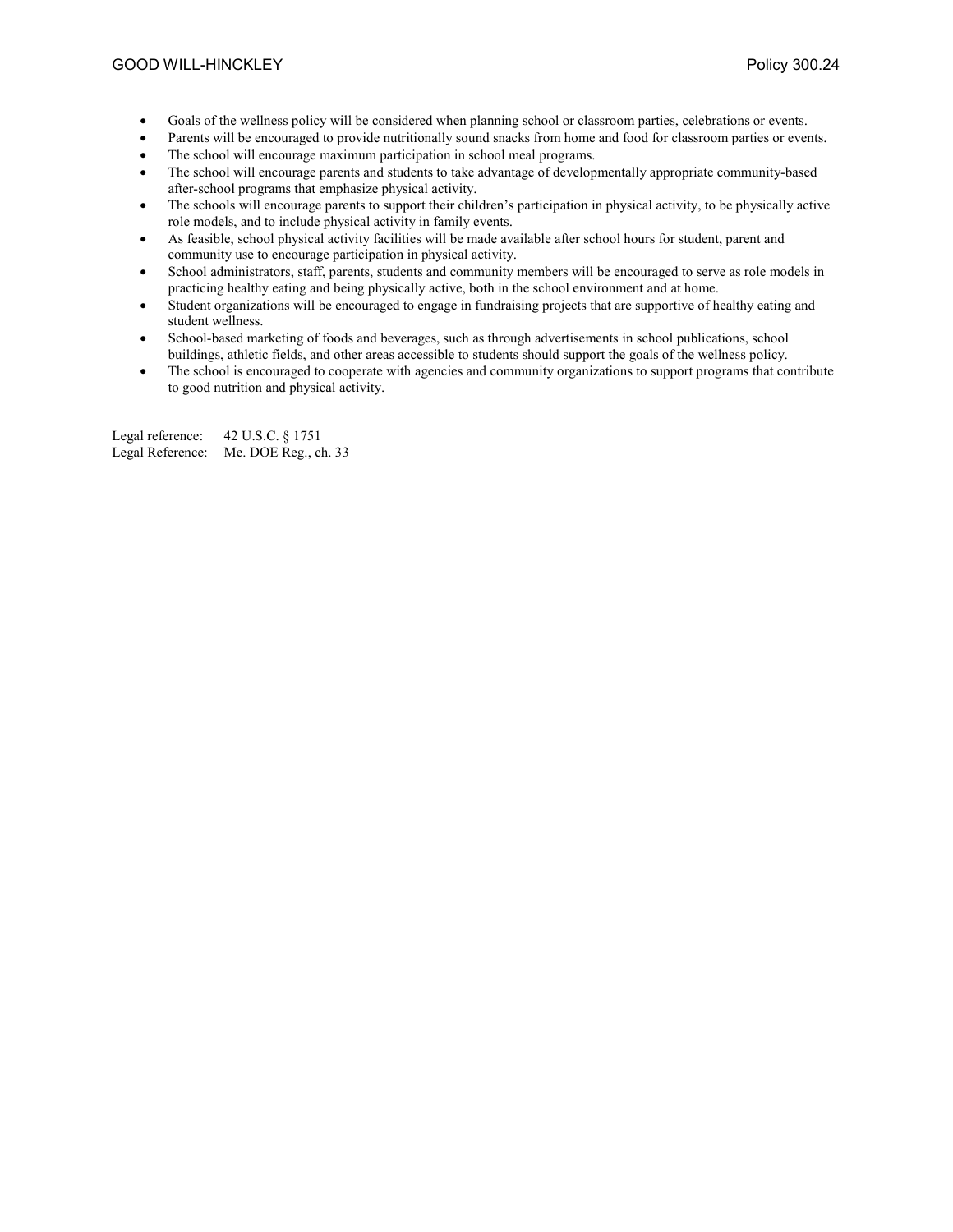- Goals of the wellness policy will be considered when planning school or classroom parties, celebrations or events.
- Parents will be encouraged to provide nutritionally sound snacks from home and food for classroom parties or events.
- The school will encourage maximum participation in school meal programs.
- The school will encourage parents and students to take advantage of developmentally appropriate community-based after-school programs that emphasize physical activity.
- The schools will encourage parents to support their children's participation in physical activity, to be physically active role models, and to include physical activity in family events.
- As feasible, school physical activity facilities will be made available after school hours for student, parent and community use to encourage participation in physical activity.
- School administrators, staff, parents, students and community members will be encouraged to serve as role models in practicing healthy eating and being physically active, both in the school environment and at home.
- Student organizations will be encouraged to engage in fundraising projects that are supportive of healthy eating and student wellness.
- School-based marketing of foods and beverages, such as through advertisements in school publications, school buildings, athletic fields, and other areas accessible to students should support the goals of the wellness policy.
- The school is encouraged to cooperate with agencies and community organizations to support programs that contribute to good nutrition and physical activity.

Legal reference: 42 U.S.C. § 1751
Legal Reference: Me. DOE Reg., ch. 33